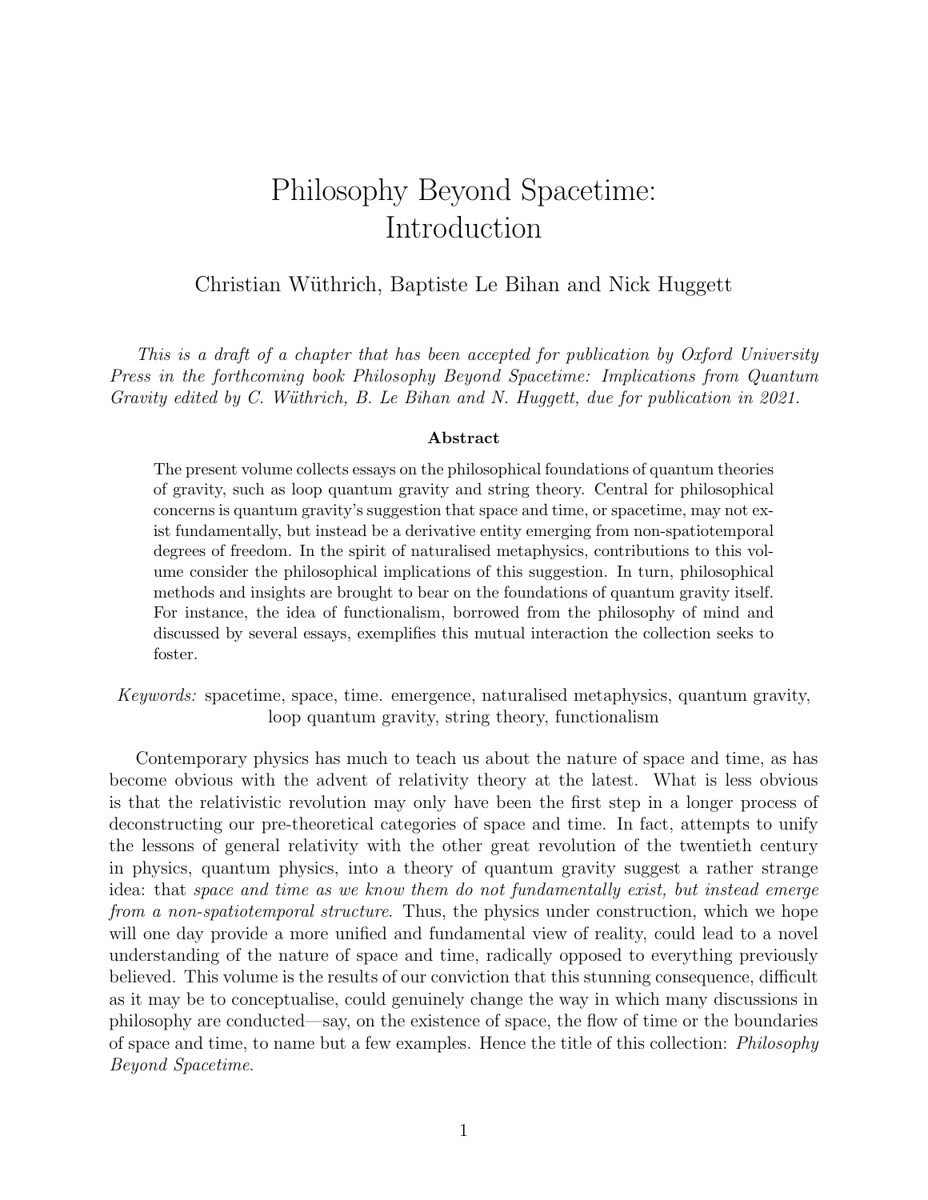# Philosophy Beyond Spacetime: Introduction

Christian Wüthrich, Baptiste Le Bihan and Nick Huggett

*This is a draft of a chapter that has been accepted for publication by Oxford University Press in the forthcoming book Philosophy Beyond Spacetime: Implications from Quantum Gravity edited by C. Wüthrich, B. Le Bihan and N. Huggett, due for publication in 2021.*

**Abstract**

The present volume collects essays on the philosophical foundations of quantum theories of gravity, such as loop quantum gravity and string theory. Central for philosophical concerns is quantum gravity's suggestion that space and time, or spacetime, may not exist fundamentally, but instead be a derivative entity emerging from non-spatiotemporal degrees of freedom. In the spirit of naturalised metaphysics, contributions to this volume consider the philosophical implications of this suggestion. In turn, philosophical methods and insights are brought to bear on the foundations of quantum gravity itself. For instance, the idea of functionalism, borrowed from the philosophy of mind and discussed by several essays, exemplifies this mutual interaction the collection seeks to foster.

*Keywords:* spacetime, space, time. emergence, naturalised metaphysics, quantum gravity, loop quantum gravity, string theory, functionalism

Contemporary physics has much to teach us about the nature of space and time, as has become obvious with the advent of relativity theory at the latest. What is less obvious is that the relativistic revolution may only have been the first step in a longer process of deconstructing our pre-theoretical categories of space and time. In fact, attempts to unify the lessons of general relativity with the other great revolution of the twentieth century in physics, quantum physics, into a theory of quantum gravity suggest a rather strange idea: that *space and time as we know them do not fundamentally exist, but instead emerge from a non-spatiotemporal structure*. Thus, the physics under construction, which we hope will one day provide a more unified and fundamental view of reality, could lead to a novel understanding of the nature of space and time, radically opposed to everything previously believed. This volume is the results of our conviction that this stunning consequence, difficult as it may be to conceptualise, could genuinely change the way in which many discussions in philosophy are conducted—say, on the existence of space, the flow of time or the boundaries of space and time, to name but a few examples. Hence the title of this collection: *Philosophy Beyond Spacetime*.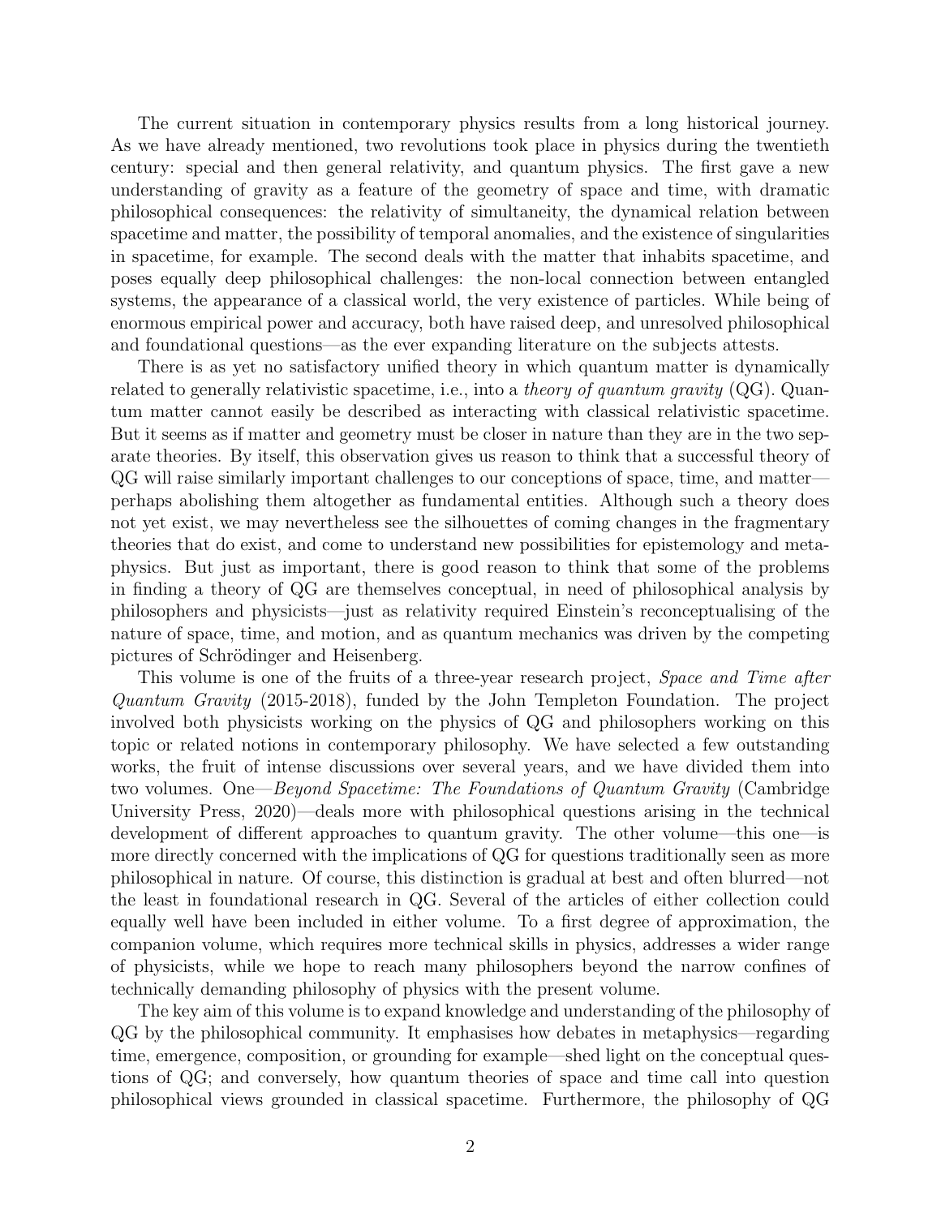The current situation in contemporary physics results from a long historical journey. As we have already mentioned, two revolutions took place in physics during the twentieth century: special and then general relativity, and quantum physics. The first gave a new understanding of gravity as a feature of the geometry of space and time, with dramatic philosophical consequences: the relativity of simultaneity, the dynamical relation between spacetime and matter, the possibility of temporal anomalies, and the existence of singularities in spacetime, for example. The second deals with the matter that inhabits spacetime, and poses equally deep philosophical challenges: the non-local connection between entangled systems, the appearance of a classical world, the very existence of particles. While being of enormous empirical power and accuracy, both have raised deep, and unresolved philosophical and foundational questions—as the ever expanding literature on the subjects attests.

There is as yet no satisfactory unified theory in which quantum matter is dynamically related to generally relativistic spacetime, i.e., into a *theory of quantum gravity* (QG). Quantum matter cannot easily be described as interacting with classical relativistic spacetime. But it seems as if matter and geometry must be closer in nature than they are in the two separate theories. By itself, this observation gives us reason to think that a successful theory of QG will raise similarly important challenges to our conceptions of space, time, and matter—perhaps abolishing them altogether as fundamental entities. Although such a theory does not yet exist, we may nevertheless see the silhouettes of coming changes in the fragmentary theories that do exist, and come to understand new possibilities for epistemology and metaphysics. But just as important, there is good reason to think that some of the problems in finding a theory of QG are themselves conceptual, in need of philosophical analysis by philosophers and physicists—just as relativity required Einstein's reconceptualising of the nature of space, time, and motion, and as quantum mechanics was driven by the competing pictures of Schrödinger and Heisenberg.

This volume is one of the fruits of a three-year research project, *Space and Time after Quantum Gravity* (2015-2018), funded by the John Templeton Foundation. The project involved both physicists working on the physics of QG and philosophers working on this topic or related notions in contemporary philosophy. We have selected a few outstanding works, the fruit of intense discussions over several years, and we have divided them into two volumes. One—*Beyond Spacetime: The Foundations of Quantum Gravity* (Cambridge University Press, 2020)—deals more with philosophical questions arising in the technical development of different approaches to quantum gravity. The other volume—this one—is more directly concerned with the implications of QG for questions traditionally seen as more philosophical in nature. Of course, this distinction is gradual at best and often blurred—not the least in foundational research in QG. Several of the articles of either collection could equally well have been included in either volume. To a first degree of approximation, the companion volume, which requires more technical skills in physics, addresses a wider range of physicists, while we hope to reach many philosophers beyond the narrow confines of technically demanding philosophy of physics with the present volume.

The key aim of this volume is to expand knowledge and understanding of the philosophy of QG by the philosophical community. It emphasises how debates in metaphysics—regarding time, emergence, composition, or grounding for example—shed light on the conceptual questions of QG; and conversely, how quantum theories of space and time call into question philosophical views grounded in classical spacetime. Furthermore, the philosophy of QG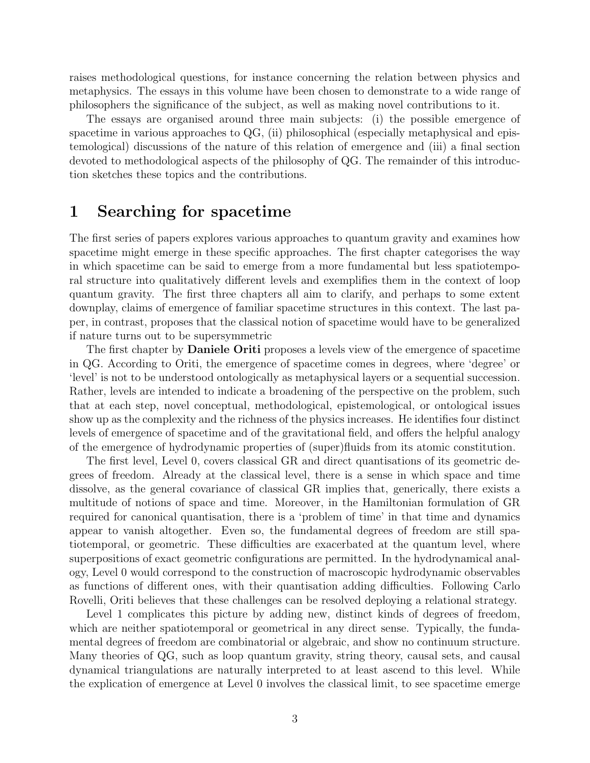raises methodological questions, for instance concerning the relation between physics and metaphysics. The essays in this volume have been chosen to demonstrate to a wide range of philosophers the significance of the subject, as well as making novel contributions to it.

The essays are organised around three main subjects: (i) the possible emergence of spacetime in various approaches to QG, (ii) philosophical (especially metaphysical and epistemological) discussions of the nature of this relation of emergence and (iii) a final section devoted to methodological aspects of the philosophy of QG. The remainder of this introduction sketches these topics and the contributions.

# 1 Searching for spacetime

The first series of papers explores various approaches to quantum gravity and examines how spacetime might emerge in these specific approaches. The first chapter categorises the way in which spacetime can be said to emerge from a more fundamental but less spatiotemporal structure into qualitatively different levels and exemplifies them in the context of loop quantum gravity. The first three chapters all aim to clarify, and perhaps to some extent downplay, claims of emergence of familiar spacetime structures in this context. The last paper, in contrast, proposes that the classical notion of spacetime would have to be generalized if nature turns out to be supersymmetric

The first chapter by **Daniele Oriti** proposes a levels view of the emergence of spacetime in QG. According to Oriti, the emergence of spacetime comes in degrees, where 'degree' or 'level' is not to be understood ontologically as metaphysical layers or a sequential succession. Rather, levels are intended to indicate a broadening of the perspective on the problem, such that at each step, novel conceptual, methodological, epistemological, or ontological issues show up as the complexity and the richness of the physics increases. He identifies four distinct levels of emergence of spacetime and of the gravitational field, and offers the helpful analogy of the emergence of hydrodynamic properties of (super)fluids from its atomic constitution.

The first level, Level 0, covers classical GR and direct quantisations of its geometric degrees of freedom. Already at the classical level, there is a sense in which space and time dissolve, as the general covariance of classical GR implies that, generically, there exists a multitude of notions of space and time. Moreover, in the Hamiltonian formulation of GR required for canonical quantisation, there is a 'problem of time' in that time and dynamics appear to vanish altogether. Even so, the fundamental degrees of freedom are still spatiotemporal, or geometric. These difficulties are exacerbated at the quantum level, where superpositions of exact geometric configurations are permitted. In the hydrodynamical analogy, Level 0 would correspond to the construction of macroscopic hydrodynamic observables as functions of different ones, with their quantisation adding difficulties. Following Carlo Rovelli, Oriti believes that these challenges can be resolved deploying a relational strategy.

Level 1 complicates this picture by adding new, distinct kinds of degrees of freedom, which are neither spatiotemporal or geometrical in any direct sense. Typically, the fundamental degrees of freedom are combinatorial or algebraic, and show no continuum structure. Many theories of QG, such as loop quantum gravity, string theory, causal sets, and causal dynamical triangulations are naturally interpreted to at least ascend to this level. While the explication of emergence at Level 0 involves the classical limit, to see spacetime emerge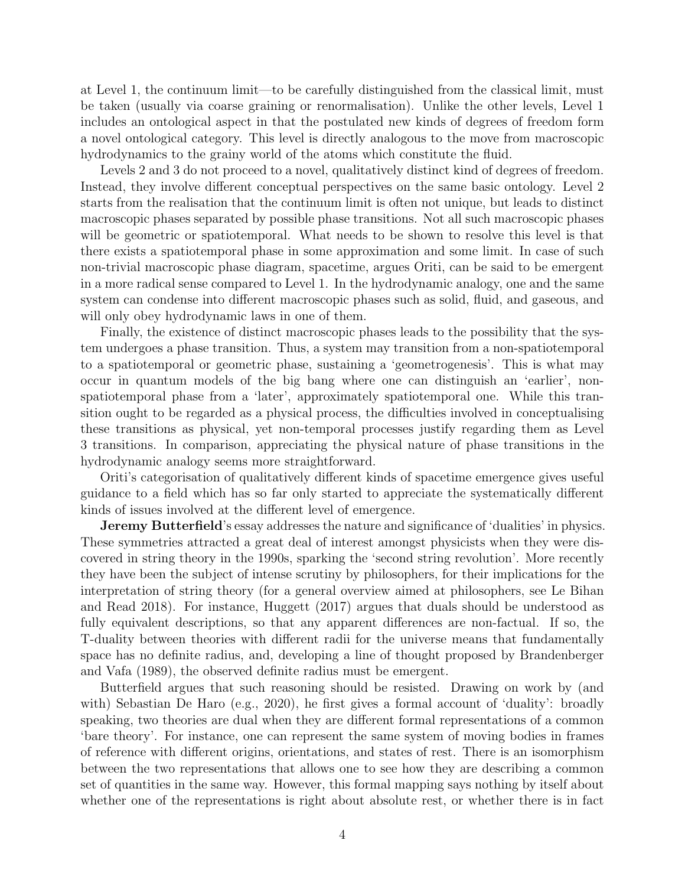at Level 1, the continuum limit—to be carefully distinguished from the classical limit, must be taken (usually via coarse graining or renormalisation). Unlike the other levels, Level 1 includes an ontological aspect in that the postulated new kinds of degrees of freedom form a novel ontological category. This level is directly analogous to the move from macroscopic hydrodynamics to the grainy world of the atoms which constitute the fluid.

Levels 2 and 3 do not proceed to a novel, qualitatively distinct kind of degrees of freedom. Instead, they involve different conceptual perspectives on the same basic ontology. Level 2 starts from the realisation that the continuum limit is often not unique, but leads to distinct macroscopic phases separated by possible phase transitions. Not all such macroscopic phases will be geometric or spatiotemporal. What needs to be shown to resolve this level is that there exists a spatiotemporal phase in some approximation and some limit. In case of such non-trivial macroscopic phase diagram, spacetime, argues Oriti, can be said to be emergent in a more radical sense compared to Level 1. In the hydrodynamic analogy, one and the same system can condense into different macroscopic phases such as solid, fluid, and gaseous, and will only obey hydrodynamic laws in one of them.

Finally, the existence of distinct macroscopic phases leads to the possibility that the system undergoes a phase transition. Thus, a system may transition from a non-spatiotemporal to a spatiotemporal or geometric phase, sustaining a 'geometrogenesis'. This is what may occur in quantum models of the big bang where one can distinguish an 'earlier', non-spatiotemporal phase from a 'later', approximately spatiotemporal one. While this transition ought to be regarded as a physical process, the difficulties involved in conceptualising these transitions as physical, yet non-temporal processes justify regarding them as Level 3 transitions. In comparison, appreciating the physical nature of phase transitions in the hydrodynamic analogy seems more straightforward.

Oriti's categorisation of qualitatively different kinds of spacetime emergence gives useful guidance to a field which has so far only started to appreciate the systematically different kinds of issues involved at the different level of emergence.

**Jeremy Butterfield**'s essay addresses the nature and significance of 'dualities' in physics. These symmetries attracted a great deal of interest amongst physicists when they were discovered in string theory in the 1990s, sparking the 'second string revolution'. More recently they have been the subject of intense scrutiny by philosophers, for their implications for the interpretation of string theory (for a general overview aimed at philosophers, see Le Bihan and Read 2018). For instance, Huggett (2017) argues that duals should be understood as fully equivalent descriptions, so that any apparent differences are non-factual. If so, the T-duality between theories with different radii for the universe means that fundamentally space has no definite radius, and, developing a line of thought proposed by Brandenberger and Vafa (1989), the observed definite radius must be emergent.

Butterfield argues that such reasoning should be resisted. Drawing on work by (and with) Sebastian De Haro (e.g., 2020), he first gives a formal account of 'duality': broadly speaking, two theories are dual when they are different formal representations of a common 'bare theory'. For instance, one can represent the same system of moving bodies in frames of reference with different origins, orientations, and states of rest. There is an isomorphism between the two representations that allows one to see how they are describing a common set of quantities in the same way. However, this formal mapping says nothing by itself about whether one of the representations is right about absolute rest, or whether there is in fact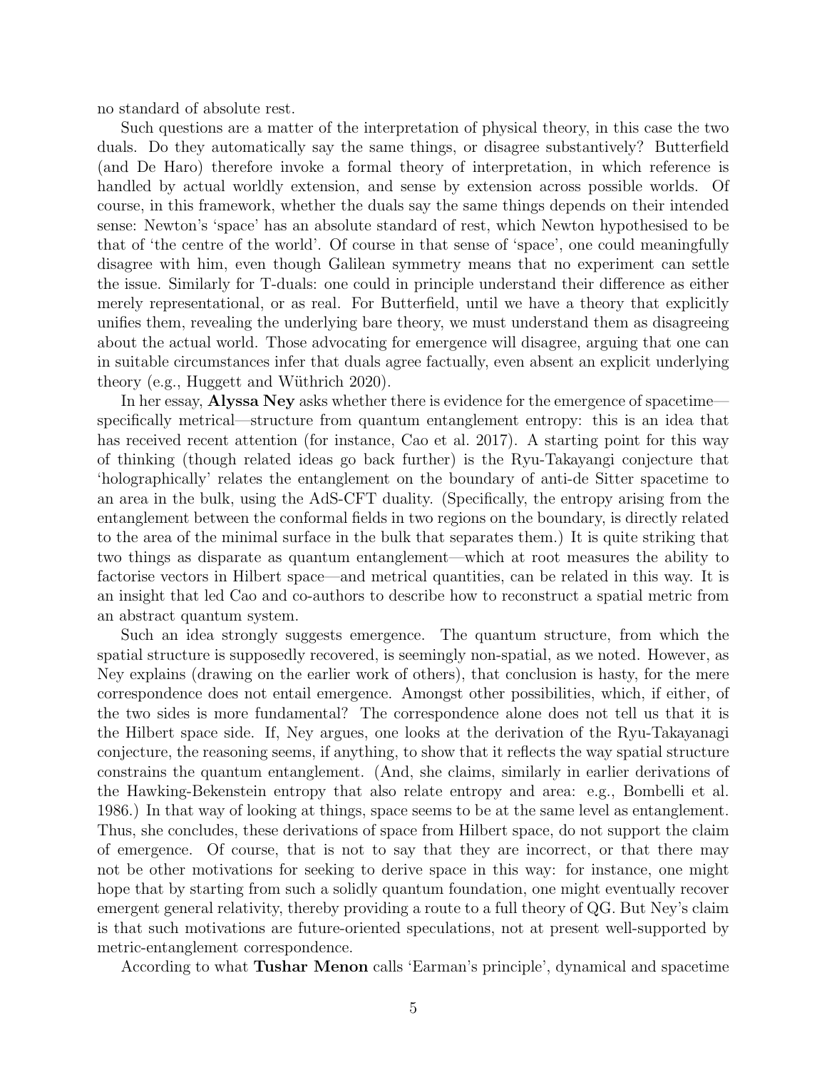no standard of absolute rest.

Such questions are a matter of the interpretation of physical theory, in this case the two duals. Do they automatically say the same things, or disagree substantively? Butterfield (and De Haro) therefore invoke a formal theory of interpretation, in which reference is handled by actual worldly extension, and sense by extension across possible worlds. Of course, in this framework, whether the duals say the same things depends on their intended sense: Newton's 'space' has an absolute standard of rest, which Newton hypothesised to be that of 'the centre of the world'. Of course in that sense of 'space', one could meaningfully disagree with him, even though Galilean symmetry means that no experiment can settle the issue. Similarly for T-duals: one could in principle understand their difference as either merely representational, or as real. For Butterfield, until we have a theory that explicitly unifies them, revealing the underlying bare theory, we must understand them as disagreeing about the actual world. Those advocating for emergence will disagree, arguing that one can in suitable circumstances infer that duals agree factually, even absent an explicit underlying theory (e.g., Huggett and Wüthrich 2020).

In her essay, **Alyssa Ney** asks whether there is evidence for the emergence of spacetime—specifically metrical—structure from quantum entanglement entropy: this is an idea that has received recent attention (for instance, Cao et al. 2017). A starting point for this way of thinking (though related ideas go back further) is the Ryu-Takayangi conjecture that 'holographically' relates the entanglement on the boundary of anti-de Sitter spacetime to an area in the bulk, using the AdS-CFT duality. (Specifically, the entropy arising from the entanglement between the conformal fields in two regions on the boundary, is directly related to the area of the minimal surface in the bulk that separates them.) It is quite striking that two things as disparate as quantum entanglement—which at root measures the ability to factorise vectors in Hilbert space—and metrical quantities, can be related in this way. It is an insight that led Cao and co-authors to describe how to reconstruct a spatial metric from an abstract quantum system.

Such an idea strongly suggests emergence. The quantum structure, from which the spatial structure is supposedly recovered, is seemingly non-spatial, as we noted. However, as Ney explains (drawing on the earlier work of others), that conclusion is hasty, for the mere correspondence does not entail emergence. Amongst other possibilities, which, if either, of the two sides is more fundamental? The correspondence alone does not tell us that it is the Hilbert space side. If, Ney argues, one looks at the derivation of the Ryu-Takayanagi conjecture, the reasoning seems, if anything, to show that it reflects the way spatial structure constrains the quantum entanglement. (And, she claims, similarly in earlier derivations of the Hawking-Bekenstein entropy that also relate entropy and area: e.g., Bombelli et al. 1986.) In that way of looking at things, space seems to be at the same level as entanglement. Thus, she concludes, these derivations of space from Hilbert space, do not support the claim of emergence. Of course, that is not to say that they are incorrect, or that there may not be other motivations for seeking to derive space in this way: for instance, one might hope that by starting from such a solidly quantum foundation, one might eventually recover emergent general relativity, thereby providing a route to a full theory of QG. But Ney's claim is that such motivations are future-oriented speculations, not at present well-supported by metric-entanglement correspondence.

According to what **Tushar Menon** calls 'Earman's principle', dynamical and spacetime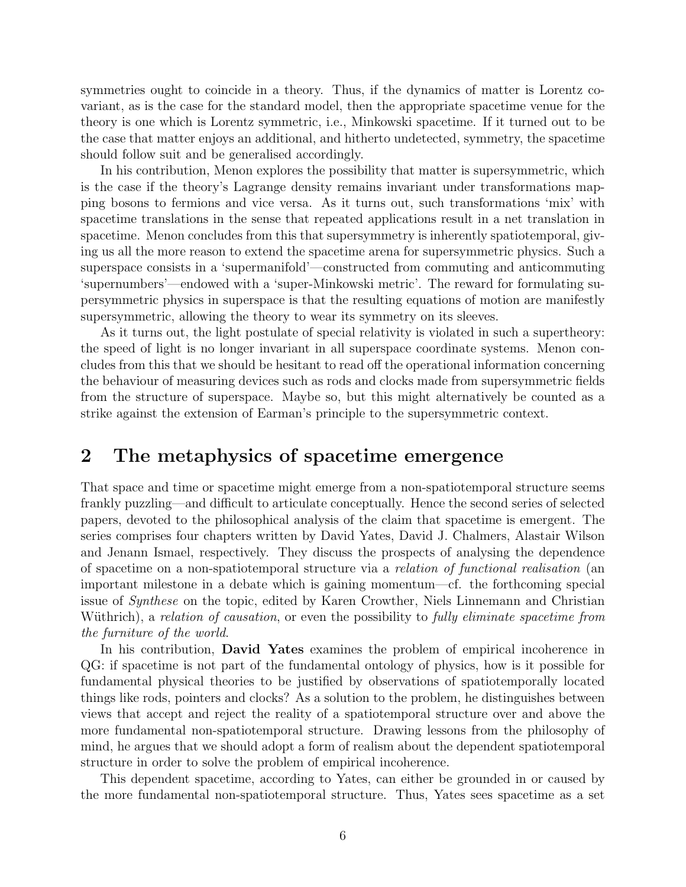symmetries ought to coincide in a theory. Thus, if the dynamics of matter is Lorentz covariant, as is the case for the standard model, then the appropriate spacetime venue for the theory is one which is Lorentz symmetric, i.e., Minkowski spacetime. If it turned out to be the case that matter enjoys an additional, and hitherto undetected, symmetry, the spacetime should follow suit and be generalised accordingly.

In his contribution, Menon explores the possibility that matter is supersymmetric, which is the case if the theory's Lagrange density remains invariant under transformations mapping bosons to fermions and vice versa. As it turns out, such transformations 'mix' with spacetime translations in the sense that repeated applications result in a net translation in spacetime. Menon concludes from this that supersymmetry is inherently spatiotemporal, giving us all the more reason to extend the spacetime arena for supersymmetric physics. Such a superspace consists in a 'supermanifold'—constructed from commuting and anticommuting 'supernumbers'—endowed with a 'super-Minkowski metric'. The reward for formulating supersymmetric physics in superspace is that the resulting equations of motion are manifestly supersymmetric, allowing the theory to wear its symmetry on its sleeves.

As it turns out, the light postulate of special relativity is violated in such a supertheory: the speed of light is no longer invariant in all superspace coordinate systems. Menon concludes from this that we should be hesitant to read off the operational information concerning the behaviour of measuring devices such as rods and clocks made from supersymmetric fields from the structure of superspace. Maybe so, but this might alternatively be counted as a strike against the extension of Earman's principle to the supersymmetric context.

## 2 The metaphysics of spacetime emergence

That space and time or spacetime might emerge from a non-spatiotemporal structure seems frankly puzzling—and difficult to articulate conceptually. Hence the second series of selected papers, devoted to the philosophical analysis of the claim that spacetime is emergent. The series comprises four chapters written by David Yates, David J. Chalmers, Alastair Wilson and Jenann Ismael, respectively. They discuss the prospects of analysing the dependence of spacetime on a non-spatiotemporal structure via a *relation of functional realisation* (an important milestone in a debate which is gaining momentum—cf. the forthcoming special issue of *Synthese* on the topic, edited by Karen Crowther, Niels Linnemann and Christian Wüthrich), a *relation of causation*, or even the possibility to *fully eliminate spacetime from the furniture of the world*.

In his contribution, **David Yates** examines the problem of empirical incoherence in QG: if spacetime is not part of the fundamental ontology of physics, how is it possible for fundamental physical theories to be justified by observations of spatiotemporally located things like rods, pointers and clocks? As a solution to the problem, he distinguishes between views that accept and reject the reality of a spatiotemporal structure over and above the more fundamental non-spatiotemporal structure. Drawing lessons from the philosophy of mind, he argues that we should adopt a form of realism about the dependent spatiotemporal structure in order to solve the problem of empirical incoherence.

This dependent spacetime, according to Yates, can either be grounded in or caused by the more fundamental non-spatiotemporal structure. Thus, Yates sees spacetime as a set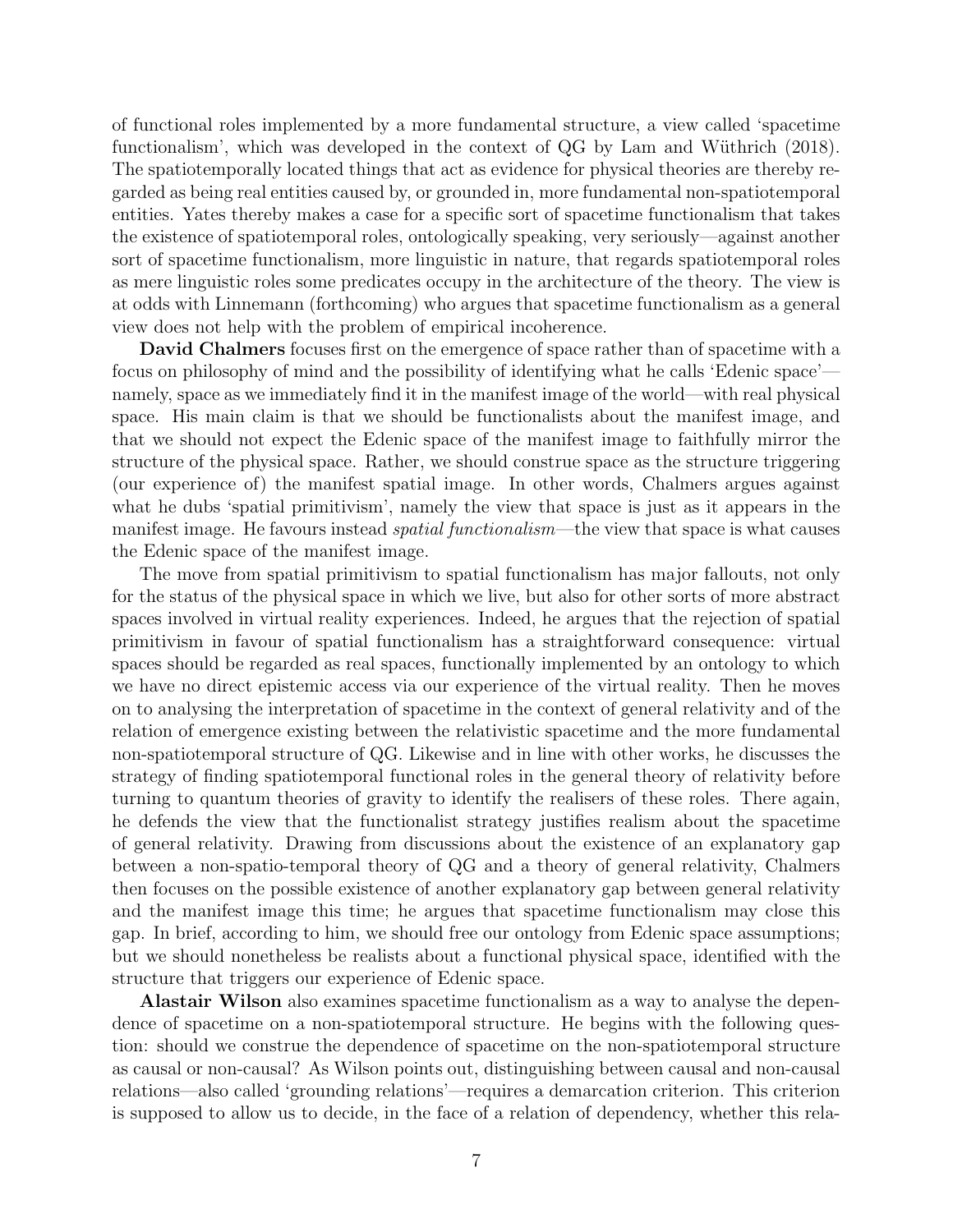of functional roles implemented by a more fundamental structure, a view called 'spacetime functionalism', which was developed in the context of QG by Lam and Wüthrich (2018). The spatiotemporally located things that act as evidence for physical theories are thereby regarded as being real entities caused by, or grounded in, more fundamental non-spatiotemporal entities. Yates thereby makes a case for a specific sort of spacetime functionalism that takes the existence of spatiotemporal roles, ontologically speaking, very seriously—against another sort of spacetime functionalism, more linguistic in nature, that regards spatiotemporal roles as mere linguistic roles some predicates occupy in the architecture of the theory. The view is at odds with Linnemann (forthcoming) who argues that spacetime functionalism as a general view does not help with the problem of empirical incoherence.

**David Chalmers** focuses first on the emergence of space rather than of spacetime with a focus on philosophy of mind and the possibility of identifying what he calls 'Edenic space'—namely, space as we immediately find it in the manifest image of the world—with real physical space. His main claim is that we should be functionalists about the manifest image, and that we should not expect the Edenic space of the manifest image to faithfully mirror the structure of the physical space. Rather, we should construe space as the structure triggering (our experience of) the manifest spatial image. In other words, Chalmers argues against what he dubs 'spatial primitivism', namely the view that space is just as it appears in the manifest image. He favours instead *spatial functionalism*—the view that space is what causes the Edenic space of the manifest image.

The move from spatial primitivism to spatial functionalism has major fallouts, not only for the status of the physical space in which we live, but also for other sorts of more abstract spaces involved in virtual reality experiences. Indeed, he argues that the rejection of spatial primitivism in favour of spatial functionalism has a straightforward consequence: virtual spaces should be regarded as real spaces, functionally implemented by an ontology to which we have no direct epistemic access via our experience of the virtual reality. Then he moves on to analysing the interpretation of spacetime in the context of general relativity and of the relation of emergence existing between the relativistic spacetime and the more fundamental non-spatiotemporal structure of QG. Likewise and in line with other works, he discusses the strategy of finding spatiotemporal functional roles in the general theory of relativity before turning to quantum theories of gravity to identify the realisers of these roles. There again, he defends the view that the functionalist strategy justifies realism about the spacetime of general relativity. Drawing from discussions about the existence of an explanatory gap between a non-spatio-temporal theory of QG and a theory of general relativity, Chalmers then focuses on the possible existence of another explanatory gap between general relativity and the manifest image this time; he argues that spacetime functionalism may close this gap. In brief, according to him, we should free our ontology from Edenic space assumptions; but we should nonetheless be realists about a functional physical space, identified with the structure that triggers our experience of Edenic space.

**Alastair Wilson** also examines spacetime functionalism as a way to analyse the dependence of spacetime on a non-spatiotemporal structure. He begins with the following question: should we construe the dependence of spacetime on the non-spatiotemporal structure as causal or non-causal? As Wilson points out, distinguishing between causal and non-causal relations—also called 'grounding relations'—requires a demarcation criterion. This criterion is supposed to allow us to decide, in the face of a relation of dependency, whether this rela-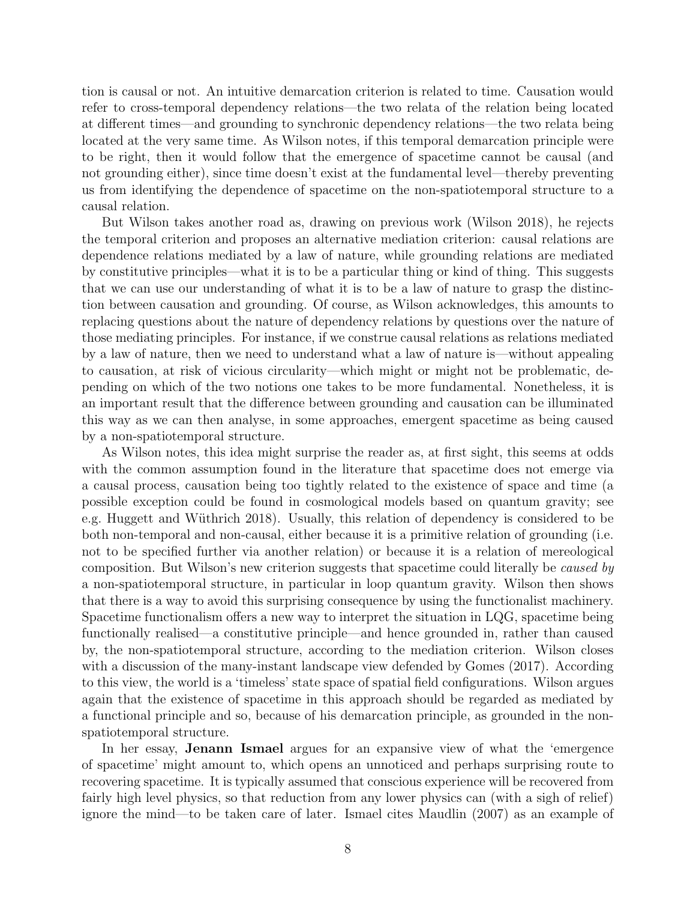tion is causal or not. An intuitive demarcation criterion is related to time. Causation would refer to cross-temporal dependency relations—the two relata of the relation being located at different times—and grounding to synchronic dependency relations—the two relata being located at the very same time. As Wilson notes, if this temporal demarcation principle were to be right, then it would follow that the emergence of spacetime cannot be causal (and not grounding either), since time doesn't exist at the fundamental level—thereby preventing us from identifying the dependence of spacetime on the non-spatiotemporal structure to a causal relation.

But Wilson takes another road as, drawing on previous work (Wilson 2018), he rejects the temporal criterion and proposes an alternative mediation criterion: causal relations are dependence relations mediated by a law of nature, while grounding relations are mediated by constitutive principles—what it is to be a particular thing or kind of thing. This suggests that we can use our understanding of what it is to be a law of nature to grasp the distinction between causation and grounding. Of course, as Wilson acknowledges, this amounts to replacing questions about the nature of dependency relations by questions over the nature of those mediating principles. For instance, if we construe causal relations as relations mediated by a law of nature, then we need to understand what a law of nature is—without appealing to causation, at risk of vicious circularity—which might or might not be problematic, depending on which of the two notions one takes to be more fundamental. Nonetheless, it is an important result that the difference between grounding and causation can be illuminated this way as we can then analyse, in some approaches, emergent spacetime as being caused by a non-spatiotemporal structure.

As Wilson notes, this idea might surprise the reader as, at first sight, this seems at odds with the common assumption found in the literature that spacetime does not emerge via a causal process, causation being too tightly related to the existence of space and time (a possible exception could be found in cosmological models based on quantum gravity; see e.g. Huggett and Wüthrich 2018). Usually, this relation of dependency is considered to be both non-temporal and non-causal, either because it is a primitive relation of grounding (i.e. not to be specified further via another relation) or because it is a relation of mereological composition. But Wilson's new criterion suggests that spacetime could literally be *caused by* a non-spatiotemporal structure, in particular in loop quantum gravity. Wilson then shows that there is a way to avoid this surprising consequence by using the functionalist machinery. Spacetime functionalism offers a new way to interpret the situation in LQG, spacetime being functionally realised—a constitutive principle—and hence grounded in, rather than caused by, the non-spatiotemporal structure, according to the mediation criterion. Wilson closes with a discussion of the many-instant landscape view defended by Gomes (2017). According to this view, the world is a 'timeless' state space of spatial field configurations. Wilson argues again that the existence of spacetime in this approach should be regarded as mediated by a functional principle and so, because of his demarcation principle, as grounded in the non-spatiotemporal structure.

In her essay, **Jenann Ismael** argues for an expansive view of what the 'emergence of spacetime' might amount to, which opens an unnoticed and perhaps surprising route to recovering spacetime. It is typically assumed that conscious experience will be recovered from fairly high level physics, so that reduction from any lower physics can (with a sigh of relief) ignore the mind—to be taken care of later. Ismael cites Maudlin (2007) as an example of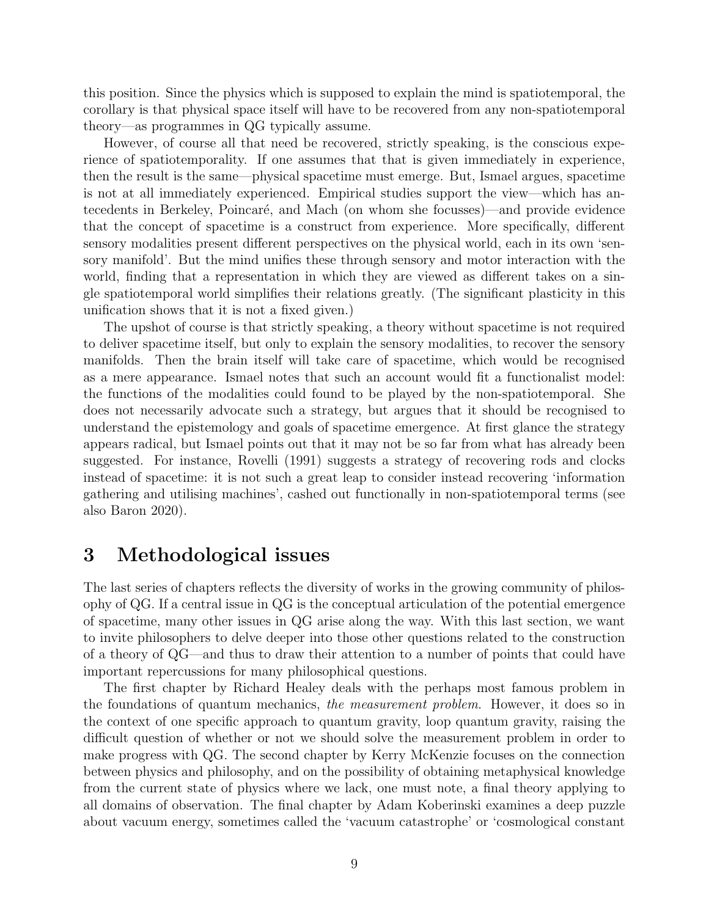this position. Since the physics which is supposed to explain the mind is spatiotemporal, the corollary is that physical space itself will have to be recovered from any non-spatiotemporal theory—as programmes in QG typically assume.

However, of course all that need be recovered, strictly speaking, is the conscious experience of spatiotemporality. If one assumes that that is given immediately in experience, then the result is the same—physical spacetime must emerge. But, Ismael argues, spacetime is not at all immediately experienced. Empirical studies support the view—which has antecedents in Berkeley, Poincaré, and Mach (on whom she focusses)—and provide evidence that the concept of spacetime is a construct from experience. More specifically, different sensory modalities present different perspectives on the physical world, each in its own 'sensory manifold'. But the mind unifies these through sensory and motor interaction with the world, finding that a representation in which they are viewed as different takes on a single spatiotemporal world simplifies their relations greatly. (The significant plasticity in this unification shows that it is not a fixed given.)

The upshot of course is that strictly speaking, a theory without spacetime is not required to deliver spacetime itself, but only to explain the sensory modalities, to recover the sensory manifolds. Then the brain itself will take care of spacetime, which would be recognised as a mere appearance. Ismael notes that such an account would fit a functionalist model: the functions of the modalities could found to be played by the non-spatiotemporal. She does not necessarily advocate such a strategy, but argues that it should be recognised to understand the epistemology and goals of spacetime emergence. At first glance the strategy appears radical, but Ismael points out that it may not be so far from what has already been suggested. For instance, Rovelli (1991) suggests a strategy of recovering rods and clocks instead of spacetime: it is not such a great leap to consider instead recovering 'information gathering and utilising machines', cashed out functionally in non-spatiotemporal terms (see also Baron 2020).

# 3 Methodological issues

The last series of chapters reflects the diversity of works in the growing community of philosophy of QG. If a central issue in QG is the conceptual articulation of the potential emergence of spacetime, many other issues in QG arise along the way. With this last section, we want to invite philosophers to delve deeper into those other questions related to the construction of a theory of QG—and thus to draw their attention to a number of points that could have important repercussions for many philosophical questions.

The first chapter by Richard Healey deals with the perhaps most famous problem in the foundations of quantum mechanics, *the measurement problem*. However, it does so in the context of one specific approach to quantum gravity, loop quantum gravity, raising the difficult question of whether or not we should solve the measurement problem in order to make progress with QG. The second chapter by Kerry McKenzie focuses on the connection between physics and philosophy, and on the possibility of obtaining metaphysical knowledge from the current state of physics where we lack, one must note, a final theory applying to all domains of observation. The final chapter by Adam Koberinski examines a deep puzzle about vacuum energy, sometimes called the 'vacuum catastrophe' or 'cosmological constant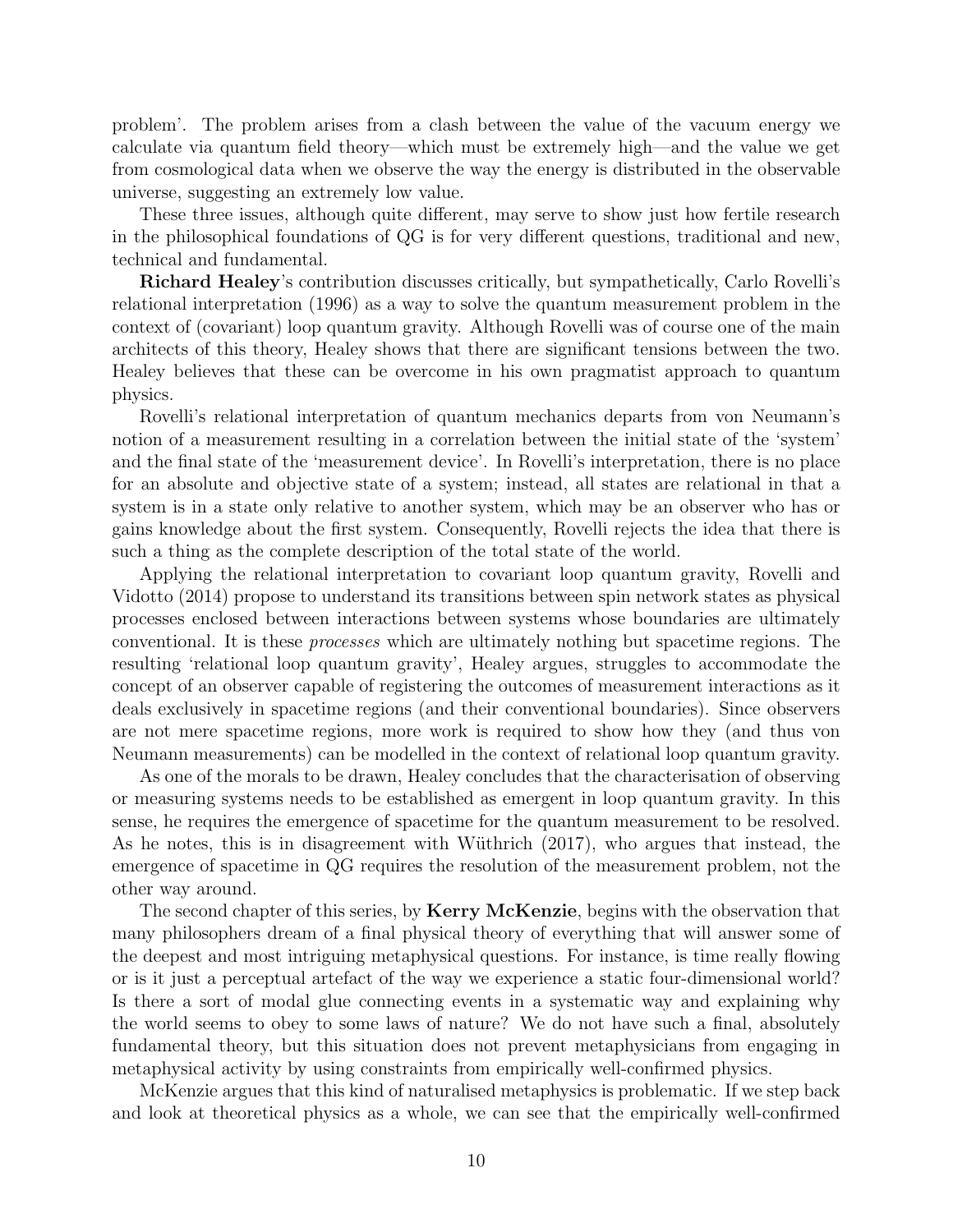problem'. The problem arises from a clash between the value of the vacuum energy we calculate via quantum field theory—which must be extremely high—and the value we get from cosmological data when we observe the way the energy is distributed in the observable universe, suggesting an extremely low value.

These three issues, although quite different, may serve to show just how fertile research in the philosophical foundations of QG is for very different questions, traditional and new, technical and fundamental.

**Richard Healey**'s contribution discusses critically, but sympathetically, Carlo Rovelli's relational interpretation (1996) as a way to solve the quantum measurement problem in the context of (covariant) loop quantum gravity. Although Rovelli was of course one of the main architects of this theory, Healey shows that there are significant tensions between the two. Healey believes that these can be overcome in his own pragmatist approach to quantum physics.

Rovelli's relational interpretation of quantum mechanics departs from von Neumann's notion of a measurement resulting in a correlation between the initial state of the 'system' and the final state of the 'measurement device'. In Rovelli's interpretation, there is no place for an absolute and objective state of a system; instead, all states are relational in that a system is in a state only relative to another system, which may be an observer who has or gains knowledge about the first system. Consequently, Rovelli rejects the idea that there is such a thing as the complete description of the total state of the world.

Applying the relational interpretation to covariant loop quantum gravity, Rovelli and Vidotto (2014) propose to understand its transitions between spin network states as physical processes enclosed between interactions between systems whose boundaries are ultimately conventional. It is these *processes* which are ultimately nothing but spacetime regions. The resulting 'relational loop quantum gravity', Healey argues, struggles to accommodate the concept of an observer capable of registering the outcomes of measurement interactions as it deals exclusively in spacetime regions (and their conventional boundaries). Since observers are not mere spacetime regions, more work is required to show how they (and thus von Neumann measurements) can be modelled in the context of relational loop quantum gravity.

As one of the morals to be drawn, Healey concludes that the characterisation of observing or measuring systems needs to be established as emergent in loop quantum gravity. In this sense, he requires the emergence of spacetime for the quantum measurement to be resolved. As he notes, this is in disagreement with Wüthrich (2017), who argues that instead, the emergence of spacetime in QG requires the resolution of the measurement problem, not the other way around.

The second chapter of this series, by **Kerry McKenzie**, begins with the observation that many philosophers dream of a final physical theory of everything that will answer some of the deepest and most intriguing metaphysical questions. For instance, is time really flowing or is it just a perceptual artefact of the way we experience a static four-dimensional world? Is there a sort of modal glue connecting events in a systematic way and explaining why the world seems to obey to some laws of nature? We do not have such a final, absolutely fundamental theory, but this situation does not prevent metaphysicians from engaging in metaphysical activity by using constraints from empirically well-confirmed physics.

McKenzie argues that this kind of naturalised metaphysics is problematic. If we step back and look at theoretical physics as a whole, we can see that the empirically well-confirmed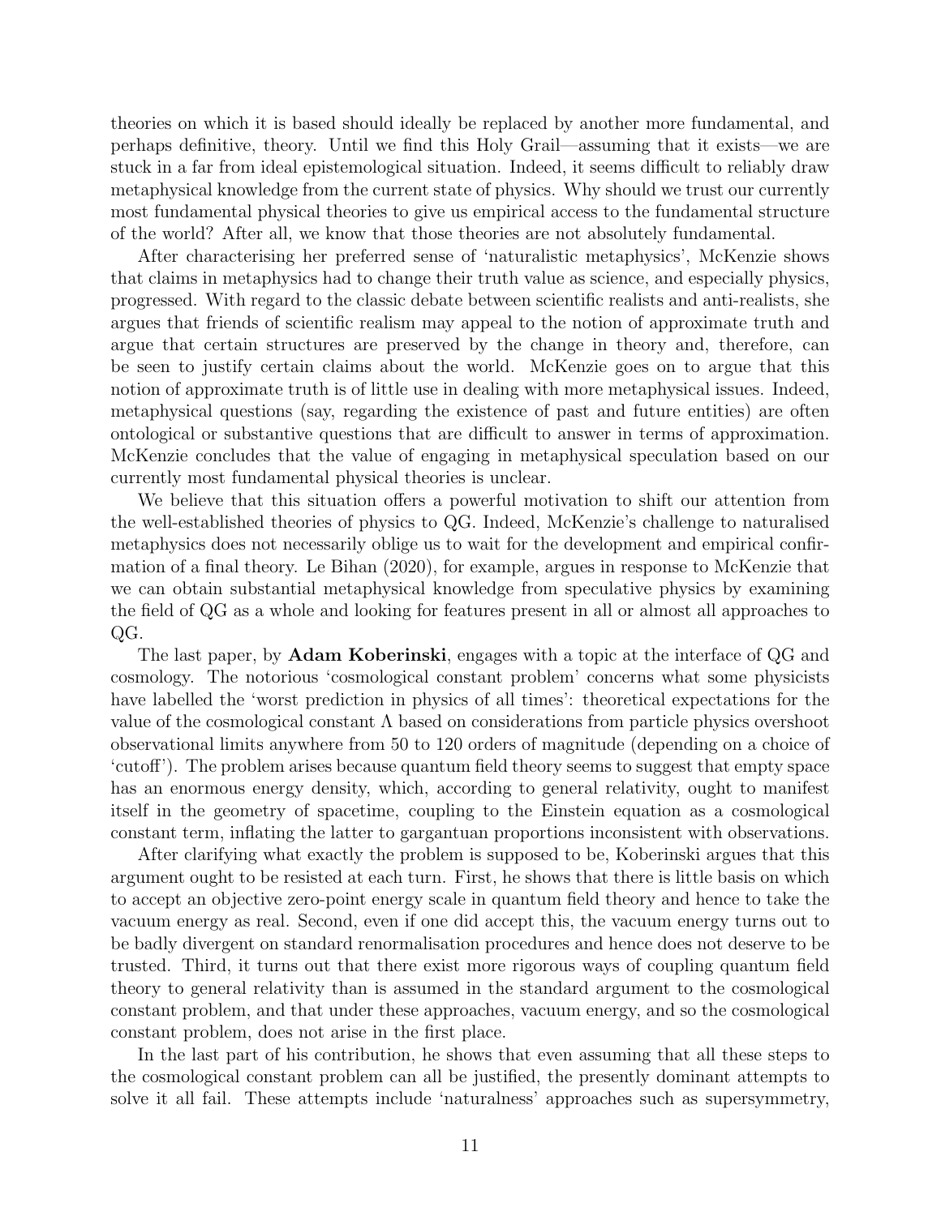theories on which it is based should ideally be replaced by another more fundamental, and perhaps definitive, theory. Until we find this Holy Grail—assuming that it exists—we are stuck in a far from ideal epistemological situation. Indeed, it seems difficult to reliably draw metaphysical knowledge from the current state of physics. Why should we trust our currently most fundamental physical theories to give us empirical access to the fundamental structure of the world? After all, we know that those theories are not absolutely fundamental.

After characterising her preferred sense of 'naturalistic metaphysics', McKenzie shows that claims in metaphysics had to change their truth value as science, and especially physics, progressed. With regard to the classic debate between scientific realists and anti-realists, she argues that friends of scientific realism may appeal to the notion of approximate truth and argue that certain structures are preserved by the change in theory and, therefore, can be seen to justify certain claims about the world. McKenzie goes on to argue that this notion of approximate truth is of little use in dealing with more metaphysical issues. Indeed, metaphysical questions (say, regarding the existence of past and future entities) are often ontological or substantive questions that are difficult to answer in terms of approximation. McKenzie concludes that the value of engaging in metaphysical speculation based on our currently most fundamental physical theories is unclear.

We believe that this situation offers a powerful motivation to shift our attention from the well-established theories of physics to QG. Indeed, McKenzie's challenge to naturalised metaphysics does not necessarily oblige us to wait for the development and empirical confirmation of a final theory. Le Bihan (2020), for example, argues in response to McKenzie that we can obtain substantial metaphysical knowledge from speculative physics by examining the field of QG as a whole and looking for features present in all or almost all approaches to QG.

The last paper, by **Adam Koberinski**, engages with a topic at the interface of QG and cosmology. The notorious 'cosmological constant problem' concerns what some physicists have labelled the 'worst prediction in physics of all times': theoretical expectations for the value of the cosmological constant $\Lambda$ based on considerations from particle physics overshoot observational limits anywhere from 50 to 120 orders of magnitude (depending on a choice of 'cutoff'). The problem arises because quantum field theory seems to suggest that empty space has an enormous energy density, which, according to general relativity, ought to manifest itself in the geometry of spacetime, coupling to the Einstein equation as a cosmological constant term, inflating the latter to gargantuan proportions inconsistent with observations.

After clarifying what exactly the problem is supposed to be, Koberinski argues that this argument ought to be resisted at each turn. First, he shows that there is little basis on which to accept an objective zero-point energy scale in quantum field theory and hence to take the vacuum energy as real. Second, even if one did accept this, the vacuum energy turns out to be badly divergent on standard renormalisation procedures and hence does not deserve to be trusted. Third, it turns out that there exist more rigorous ways of coupling quantum field theory to general relativity than is assumed in the standard argument to the cosmological constant problem, and that under these approaches, vacuum energy, and so the cosmological constant problem, does not arise in the first place.

In the last part of his contribution, he shows that even assuming that all these steps to the cosmological constant problem can all be justified, the presently dominant attempts to solve it all fail. These attempts include 'naturalness' approaches such as supersymmetry,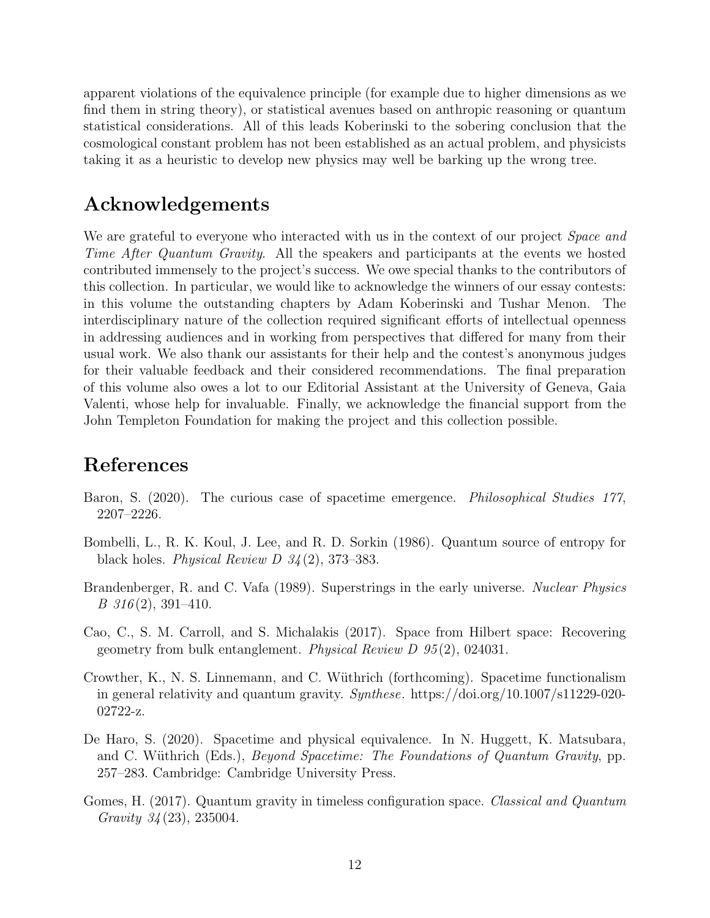apparent violations of the equivalence principle (for example due to higher dimensions as we find them in string theory), or statistical avenues based on anthropic reasoning or quantum statistical considerations. All of this leads Koberinski to the sobering conclusion that the cosmological constant problem has not been established as an actual problem, and physicists taking it as a heuristic to develop new physics may well be barking up the wrong tree.

## Acknowledgements

We are grateful to everyone who interacted with us in the context of our project *Space and Time After Quantum Gravity*. All the speakers and participants at the events we hosted contributed immensely to the project's success. We owe special thanks to the contributors of this collection. In particular, we would like to acknowledge the winners of our essay contests: in this volume the outstanding chapters by Adam Koberinski and Tushar Menon. The interdisciplinary nature of the collection required significant efforts of intellectual openness in addressing audiences and in working from perspectives that differed for many from their usual work. We also thank our assistants for their help and the contest's anonymous judges for their valuable feedback and their considered recommendations. The final preparation of this volume also owes a lot to our Editorial Assistant at the University of Geneva, Gaia Valenti, whose help for invaluable. Finally, we acknowledge the financial support from the John Templeton Foundation for making the project and this collection possible.

## References

Baron, S. (2020). The curious case of spacetime emergence. *Philosophical Studies 177*, 2207–2226.

Bombelli, L., R. K. Koul, J. Lee, and R. D. Sorkin (1986). Quantum source of entropy for black holes. *Physical Review D 34*(2), 373–383.

Brandenberger, R. and C. Vafa (1989). Superstrings in the early universe. *Nuclear Physics B 316*(2), 391–410.

Cao, C., S. M. Carroll, and S. Michalakis (2017). Space from Hilbert space: Recovering geometry from bulk entanglement. *Physical Review D 95*(2), 024031.

Crowther, K., N. S. Linnemann, and C. Wüthrich (forthcoming). Spacetime functionalism in general relativity and quantum gravity. *Synthese*. https://doi.org/10.1007/s11229-020-02722-z.

De Haro, S. (2020). Spacetime and physical equivalence. In N. Huggett, K. Matsubara, and C. Wüthrich (Eds.), *Beyond Spacetime: The Foundations of Quantum Gravity*, pp. 257–283. Cambridge: Cambridge University Press.

Gomes, H. (2017). Quantum gravity in timeless configuration space. *Classical and Quantum Gravity 34*(23), 235004.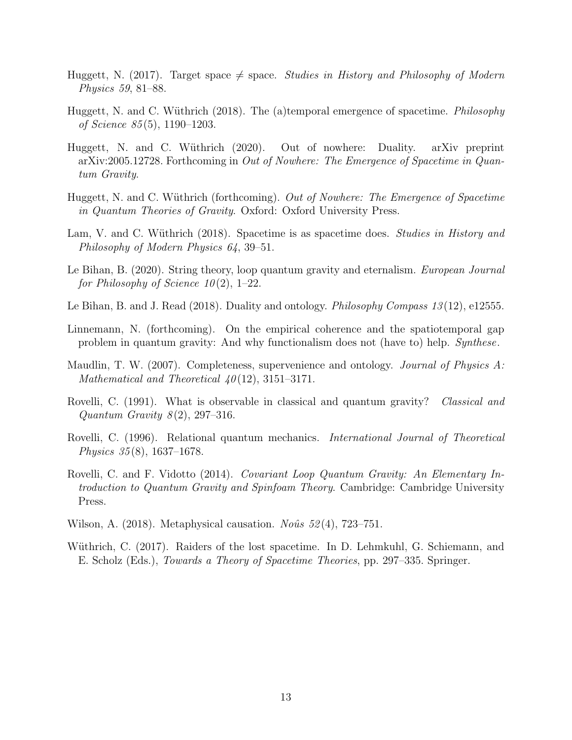Huggett, N. (2017). Target space ≠ space. *Studies in History and Philosophy of Modern Physics 59*, 81–88.

Huggett, N. and C. Wüthrich (2018). The (a)temporal emergence of spacetime. *Philosophy of Science 85*(5), 1190–1203.

Huggett, N. and C. Wüthrich (2020). Out of nowhere: Duality. arXiv preprint arXiv:2005.12728. Forthcoming in *Out of Nowhere: The Emergence of Spacetime in Quantum Gravity*.

Huggett, N. and C. Wüthrich (forthcoming). *Out of Nowhere: The Emergence of Spacetime in Quantum Theories of Gravity*. Oxford: Oxford University Press.

Lam, V. and C. Wüthrich (2018). Spacetime is as spacetime does. *Studies in History and Philosophy of Modern Physics 64*, 39–51.

Le Bihan, B. (2020). String theory, loop quantum gravity and eternalism. *European Journal for Philosophy of Science 10*(2), 1–22.

Le Bihan, B. and J. Read (2018). Duality and ontology. *Philosophy Compass 13*(12), e12555.

Linnemann, N. (forthcoming). On the empirical coherence and the spatiotemporal gap problem in quantum gravity: And why functionalism does not (have to) help. *Synthese*.

Maudlin, T. W. (2007). Completeness, supervenience and ontology. *Journal of Physics A: Mathematical and Theoretical 40*(12), 3151–3171.

Rovelli, C. (1991). What is observable in classical and quantum gravity? *Classical and Quantum Gravity 8*(2), 297–316.

Rovelli, C. (1996). Relational quantum mechanics. *International Journal of Theoretical Physics 35*(8), 1637–1678.

Rovelli, C. and F. Vidotto (2014). *Covariant Loop Quantum Gravity: An Elementary Introduction to Quantum Gravity and Spinfoam Theory*. Cambridge: Cambridge University Press.

Wilson, A. (2018). Metaphysical causation. *Noûs 52*(4), 723–751.

Wüthrich, C. (2017). Raiders of the lost spacetime. In D. Lehmkuhl, G. Schiemann, and E. Scholz (Eds.), *Towards a Theory of Spacetime Theories*, pp. 297–335. Springer.